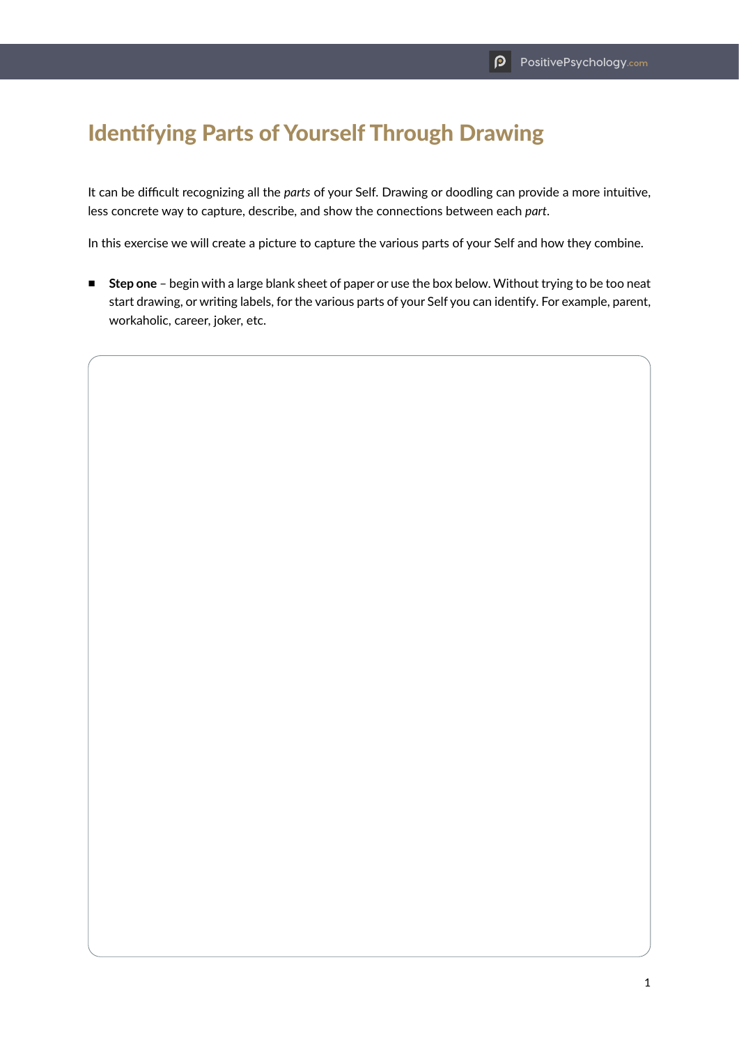# Identifying Parts of Yourself Through Drawing

It can be difficult recognizing all the *parts* of your Self. Drawing or doodling can provide a more intuitive, less concrete way to capture, describe, and show the connections between each *part*.

In this exercise we will create a picture to capture the various parts of your Self and how they combine.

- **Step one** – begin with a large blank sheet of paper or use the box below. Without trying to be too neat start drawing, or writing labels, for the various parts of your Self you can identify. For example, parent, workaholic, career, joker, etc.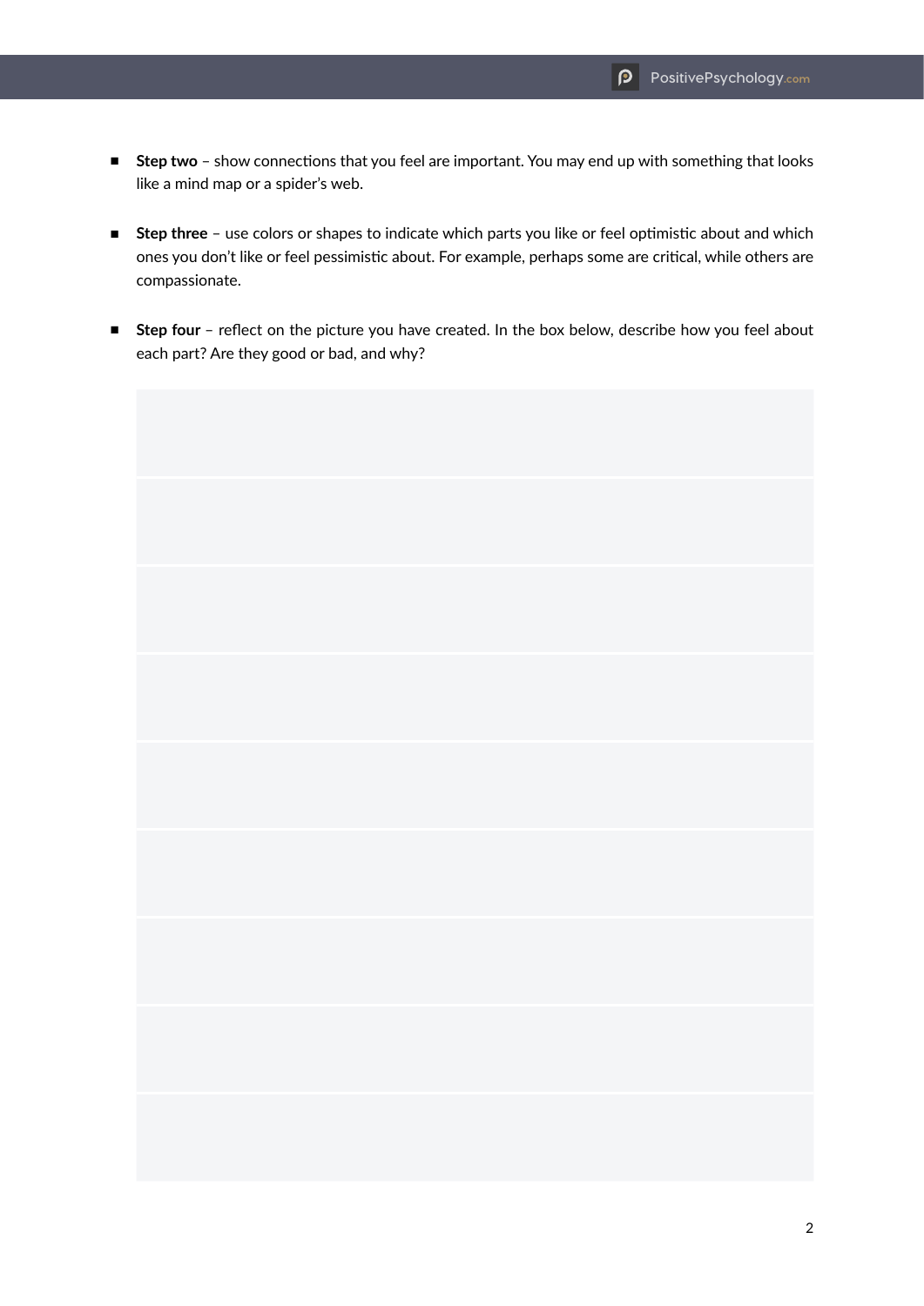- **Step two** – show connections that you feel are important. You may end up with something that looks like a mind map or a spider's web.

- **Step three** – use colors or shapes to indicate which parts you like or feel optimistic about and which ones you don't like or feel pessimistic about. For example, perhaps some are critical, while others are compassionate.

- **Step four** – reflect on the picture you have created. In the box below, describe how you feel about each part? Are they good or bad, and why?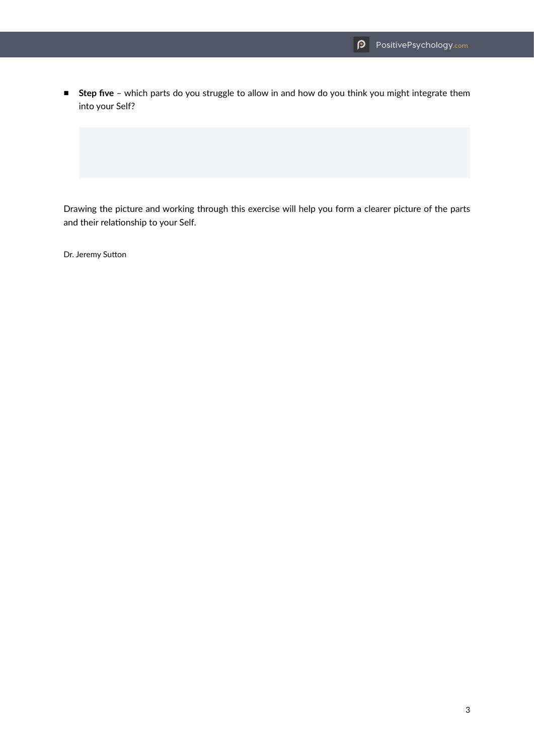- **Step five** – which parts do you struggle to allow in and how do you think you might integrate them into your Self?

Drawing the picture and working through this exercise will help you form a clearer picture of the parts and their relationship to your Self.

Dr. Jeremy Sutton